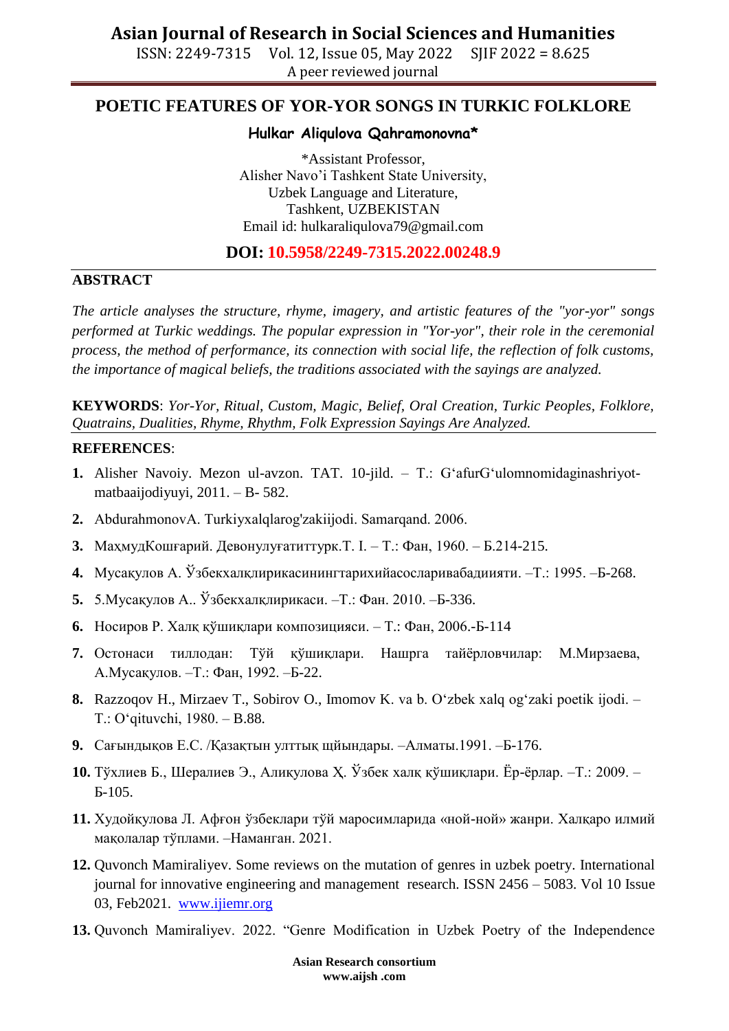# POETIC FEATURES OF YOR-YOR SONGS IN TURKIC FOLKLORE

**Hulkar Aliqulova Qahramonovna***

*Assistant Professor,
Alisher Navo'i Tashkent State University,
Uzbek Language and Literature,
Tashkent, UZBEKISTAN
Email id: hulkaraliqulova79@gmail.com

**DOI: 10.5958/2249-7315.2022.00248.9**

## ABSTRACT

*The article analyses the structure, rhyme, imagery, and artistic features of the "yor-yor" songs performed at Turkic weddings. The popular expression in "Yor-yor", their role in the ceremonial process, the method of performance, its connection with social life, the reflection of folk customs, the importance of magical beliefs, the traditions associated with the sayings are analyzed.*

**KEYWORDS**: *Yor-Yor, Ritual, Custom, Magic, Belief, Oral Creation, Turkic Peoples, Folklore, Quatrains, Dualities, Rhyme, Rhythm, Folk Expression Sayings Are Analyzed.*

## REFERENCES:

1. Alisher Navoiy. Mezon ul-avzon. TAT. 10-jild. – T.: G'afurG'ulomnomidaginashriyot-matbaaijodiyuyi, 2011. – B- 582.
2. AbdurahmonovA. Turkiyxalqlarog'zakiijodi. Samarqand. 2006.
3. МаҳмудКошғарий. Девонулуғатиттурк.Т. I. – Т.: Фан, 1960. – Б.214-215.
4. Мусақулов А. Ўзбекхалқлирикасинингтарихийасосларивабадиияти. –Т.: 1995. –Б-268.
5. 5.Мусақулов А.. Ўзбекхалқлирикаси. –Т.: Фан. 2010. –Б-336.
6. Носиров Р. Халқ қўшиқлари композицияси. – Т.: Фан, 2006.-Б-114
7. Остонаси тиллодан: Тўй қўшиқлари. Нашрга тайёрловчилар: М.Мирзаева, А.Мусақулов. –Т.: Фан, 1992. –Б-22.
8. Razzoqov H., Mirzaev T., Sobirov O., Imomov K. va b. O'zbek xalq og'zaki poetik ijodi. – T.: O'qituvchi, 1980. – B.88.
9. Сағындықов Е.С. /Қазақтын улттық щйындары. –Алматы.1991. –Б-176.
10. Тўхлиев Б., Шералиев Э., Алиқулова Ҳ. Ўзбек халқ қўшиқлари. Ёр-ёрлар. –Т.: 2009. – Б-105.
11. Худойқулова Л. Афғон ўзбеклари тўй маросимларида «ной-ной» жанри. Халқаро илмий мақолалар тўплами. –Наманган. 2021.
12. Quvonch Mamiraliyev. Some reviews on the mutation of genres in uzbek poetry. International journal for innovative engineering and management research. ISSN 2456 – 5083. Vol 10 Issue 03, Feb2021. www.ijiemr.org
13. Quvonch Mamiraliyev. 2022. "Genre Modification in Uzbek Poetry of the Independence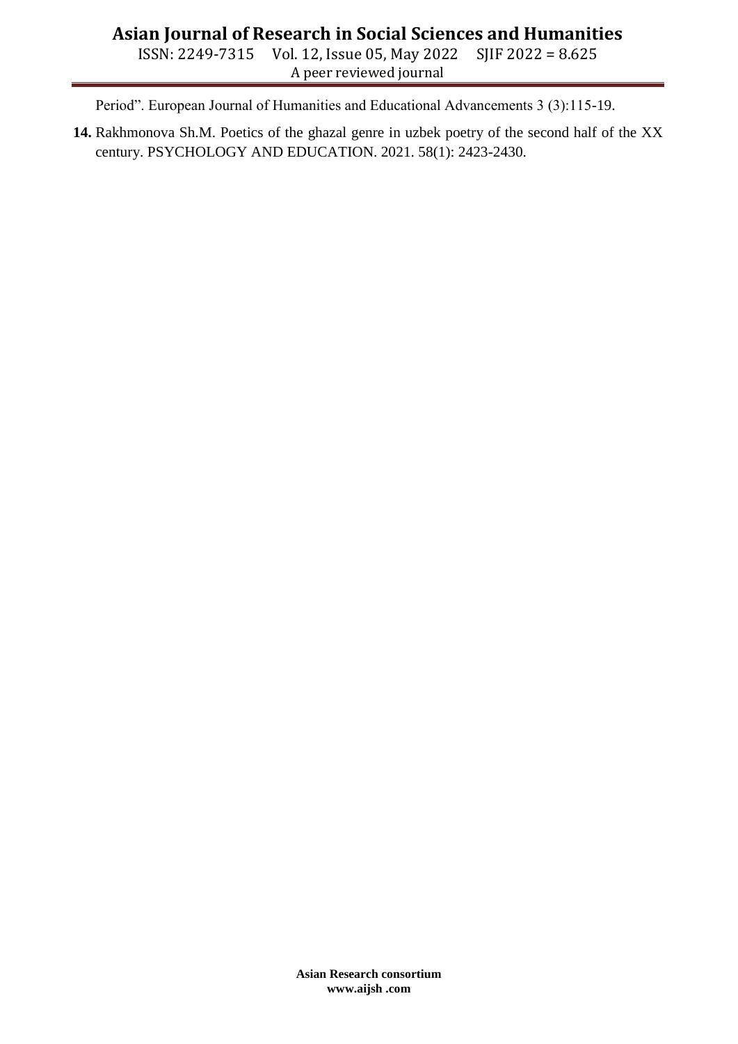Period". European Journal of Humanities and Educational Advancements 3 (3):115-19.

**14.** Rakhmonova Sh.M. Poetics of the ghazal genre in uzbek poetry of the second half of the XX century. PSYCHOLOGY AND EDUCATION. 2021. 58(1): 2423-2430.